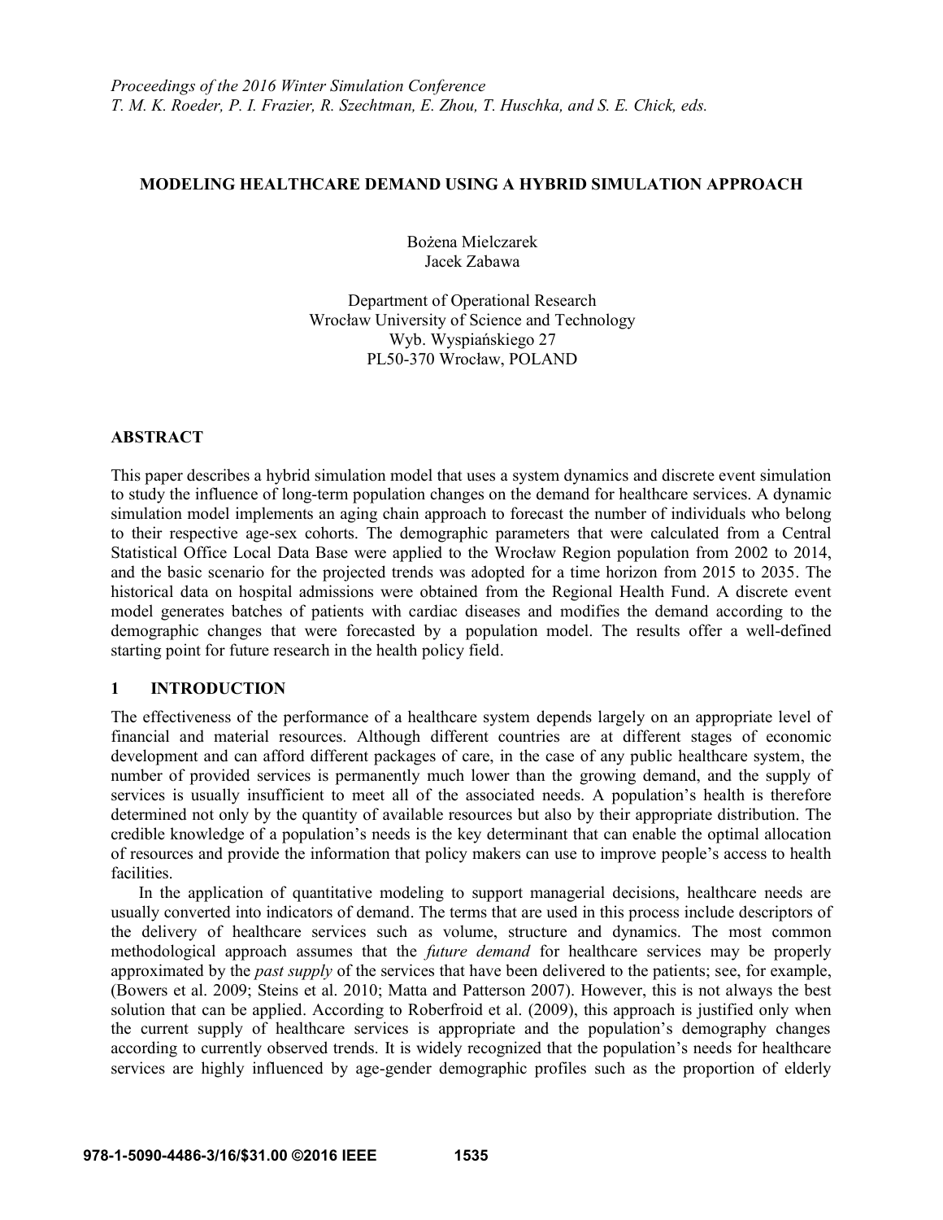*Proceedings of the 2016 Winter Simulation Conference*
*T. M. K. Roeder, P. I. Frazier, R. Szechtman, E. Zhou, T. Huschka, and S. E. Chick, eds.*

# MODELING HEALTHCARE DEMAND USING A HYBRID SIMULATION APPROACH

Bożena Mielczarek
Jacek Zabawa

Department of Operational Research
Wrocław University of Science and Technology
Wyb. Wyspiańskiego 27
PL50-370 Wrocław, POLAND

## ABSTRACT

This paper describes a hybrid simulation model that uses a system dynamics and discrete event simulation to study the influence of long-term population changes on the demand for healthcare services. A dynamic simulation model implements an aging chain approach to forecast the number of individuals who belong to their respective age-sex cohorts. The demographic parameters that were calculated from a Central Statistical Office Local Data Base were applied to the Wrocław Region population from 2002 to 2014, and the basic scenario for the projected trends was adopted for a time horizon from 2015 to 2035. The historical data on hospital admissions were obtained from the Regional Health Fund. A discrete event model generates batches of patients with cardiac diseases and modifies the demand according to the demographic changes that were forecasted by a population model. The results offer a well-defined starting point for future research in the health policy field.

## 1 INTRODUCTION

The effectiveness of the performance of a healthcare system depends largely on an appropriate level of financial and material resources. Although different countries are at different stages of economic development and can afford different packages of care, in the case of any public healthcare system, the number of provided services is permanently much lower than the growing demand, and the supply of services is usually insufficient to meet all of the associated needs. A population's health is therefore determined not only by the quantity of available resources but also by their appropriate distribution. The credible knowledge of a population's needs is the key determinant that can enable the optimal allocation of resources and provide the information that policy makers can use to improve people's access to health facilities.

In the application of quantitative modeling to support managerial decisions, healthcare needs are usually converted into indicators of demand. The terms that are used in this process include descriptors of the delivery of healthcare services such as volume, structure and dynamics. The most common methodological approach assumes that the *future demand* for healthcare services may be properly approximated by the *past supply* of the services that have been delivered to the patients; see, for example, (Bowers et al. 2009; Steins et al. 2010; Matta and Patterson 2007). However, this is not always the best solution that can be applied. According to Roberfroid et al. (2009), this approach is justified only when the current supply of healthcare services is appropriate and the population's demography changes according to currently observed trends. It is widely recognized that the population's needs for healthcare services are highly influenced by age-gender demographic profiles such as the proportion of elderly

978-1-5090-4486-3/16/$31.00 ©2016 IEEE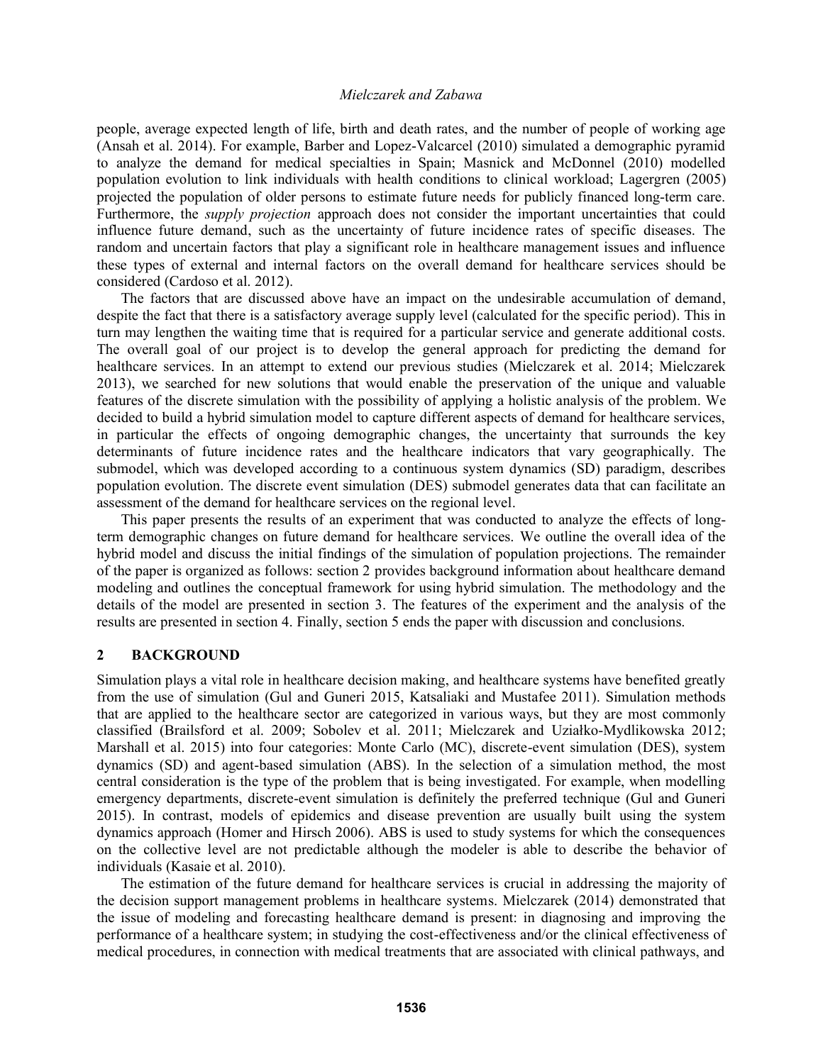people, average expected length of life, birth and death rates, and the number of people of working age (Ansah et al. 2014). For example, Barber and Lopez-Valcarcel (2010) simulated a demographic pyramid to analyze the demand for medical specialties in Spain; Masnick and McDonnel (2010) modelled population evolution to link individuals with health conditions to clinical workload; Lagergren (2005) projected the population of older persons to estimate future needs for publicly financed long-term care. Furthermore, the *supply projection* approach does not consider the important uncertainties that could influence future demand, such as the uncertainty of future incidence rates of specific diseases. The random and uncertain factors that play a significant role in healthcare management issues and influence these types of external and internal factors on the overall demand for healthcare services should be considered (Cardoso et al. 2012).

The factors that are discussed above have an impact on the undesirable accumulation of demand, despite the fact that there is a satisfactory average supply level (calculated for the specific period). This in turn may lengthen the waiting time that is required for a particular service and generate additional costs. The overall goal of our project is to develop the general approach for predicting the demand for healthcare services. In an attempt to extend our previous studies (Mielczarek et al. 2014; Mielczarek 2013), we searched for new solutions that would enable the preservation of the unique and valuable features of the discrete simulation with the possibility of applying a holistic analysis of the problem. We decided to build a hybrid simulation model to capture different aspects of demand for healthcare services, in particular the effects of ongoing demographic changes, the uncertainty that surrounds the key determinants of future incidence rates and the healthcare indicators that vary geographically. The submodel, which was developed according to a continuous system dynamics (SD) paradigm, describes population evolution. The discrete event simulation (DES) submodel generates data that can facilitate an assessment of the demand for healthcare services on the regional level.

This paper presents the results of an experiment that was conducted to analyze the effects of long-term demographic changes on future demand for healthcare services. We outline the overall idea of the hybrid model and discuss the initial findings of the simulation of population projections. The remainder of the paper is organized as follows: section 2 provides background information about healthcare demand modeling and outlines the conceptual framework for using hybrid simulation. The methodology and the details of the model are presented in section 3. The features of the experiment and the analysis of the results are presented in section 4. Finally, section 5 ends the paper with discussion and conclusions.

## 2 BACKGROUND

Simulation plays a vital role in healthcare decision making, and healthcare systems have benefited greatly from the use of simulation (Gul and Guneri 2015, Katsaliaki and Mustafee 2011). Simulation methods that are applied to the healthcare sector are categorized in various ways, but they are most commonly classified (Brailsford et al. 2009; Sobolev et al. 2011; Mielczarek and Uziałko-Mydlikowska 2012; Marshall et al. 2015) into four categories: Monte Carlo (MC), discrete-event simulation (DES), system dynamics (SD) and agent-based simulation (ABS). In the selection of a simulation method, the most central consideration is the type of the problem that is being investigated. For example, when modelling emergency departments, discrete-event simulation is definitely the preferred technique (Gul and Guneri 2015). In contrast, models of epidemics and disease prevention are usually built using the system dynamics approach (Homer and Hirsch 2006). ABS is used to study systems for which the consequences on the collective level are not predictable although the modeler is able to describe the behavior of individuals (Kasaie et al. 2010).

The estimation of the future demand for healthcare services is crucial in addressing the majority of the decision support management problems in healthcare systems. Mielczarek (2014) demonstrated that the issue of modeling and forecasting healthcare demand is present: in diagnosing and improving the performance of a healthcare system; in studying the cost-effectiveness and/or the clinical effectiveness of medical procedures, in connection with medical treatments that are associated with clinical pathways, and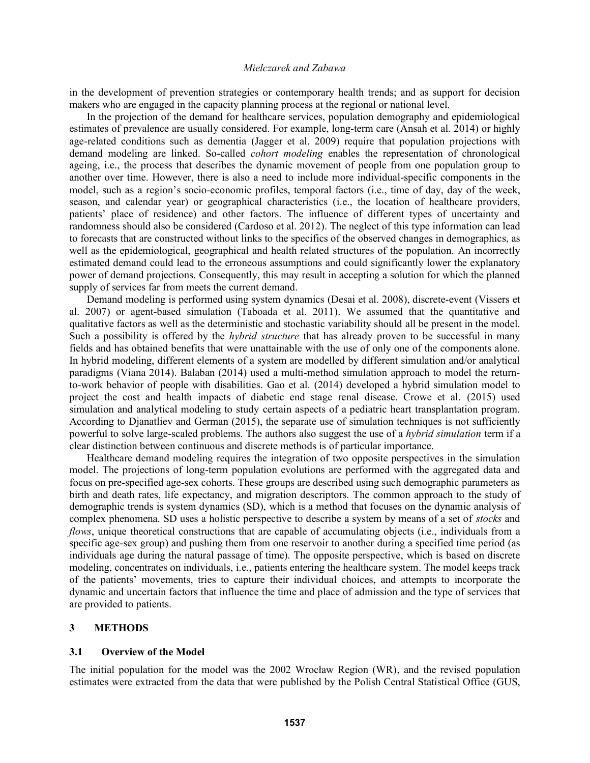in the development of prevention strategies or contemporary health trends; and as support for decision makers who are engaged in the capacity planning process at the regional or national level.

In the projection of the demand for healthcare services, population demography and epidemiological estimates of prevalence are usually considered. For example, long-term care (Ansah et al. 2014) or highly age-related conditions such as dementia (Jagger et al. 2009) require that population projections with demand modeling are linked. So-called *cohort modeling* enables the representation of chronological ageing, i.e., the process that describes the dynamic movement of people from one population group to another over time. However, there is also a need to include more individual-specific components in the model, such as a region's socio-economic profiles, temporal factors (i.e., time of day, day of the week, season, and calendar year) or geographical characteristics (i.e., the location of healthcare providers, patients' place of residence) and other factors. The influence of different types of uncertainty and randomness should also be considered (Cardoso et al. 2012). The neglect of this type information can lead to forecasts that are constructed without links to the specifics of the observed changes in demographics, as well as the epidemiological, geographical and health related structures of the population. An incorrectly estimated demand could lead to the erroneous assumptions and could significantly lower the explanatory power of demand projections. Consequently, this may result in accepting a solution for which the planned supply of services far from meets the current demand.

Demand modeling is performed using system dynamics (Desai et al. 2008), discrete-event (Vissers et al. 2007) or agent-based simulation (Taboada et al. 2011). We assumed that the quantitative and qualitative factors as well as the deterministic and stochastic variability should all be present in the model. Such a possibility is offered by the *hybrid structure* that has already proven to be successful in many fields and has obtained benefits that were unattainable with the use of only one of the components alone. In hybrid modeling, different elements of a system are modelled by different simulation and/or analytical paradigms (Viana 2014). Balaban (2014) used a multi-method simulation approach to model the return-to-work behavior of people with disabilities. Gao et al. (2014) developed a hybrid simulation model to project the cost and health impacts of diabetic end stage renal disease. Crowe et al. (2015) used simulation and analytical modeling to study certain aspects of a pediatric heart transplantation program. According to Djanatliev and German (2015), the separate use of simulation techniques is not sufficiently powerful to solve large-scaled problems. The authors also suggest the use of a *hybrid simulation* term if a clear distinction between continuous and discrete methods is of particular importance.

Healthcare demand modeling requires the integration of two opposite perspectives in the simulation model. The projections of long-term population evolutions are performed with the aggregated data and focus on pre-specified age-sex cohorts. These groups are described using such demographic parameters as birth and death rates, life expectancy, and migration descriptors. The common approach to the study of demographic trends is system dynamics (SD), which is a method that focuses on the dynamic analysis of complex phenomena. SD uses a holistic perspective to describe a system by means of a set of *stocks* and *flows*, unique theoretical constructions that are capable of accumulating objects (i.e., individuals from a specific age-sex group) and pushing them from one reservoir to another during a specified time period (as individuals age during the natural passage of time). The opposite perspective, which is based on discrete modeling, concentrates on individuals, i.e., patients entering the healthcare system. The model keeps track of the patients' movements, tries to capture their individual choices, and attempts to incorporate the dynamic and uncertain factors that influence the time and place of admission and the type of services that are provided to patients.

## 3 METHODS

### 3.1 Overview of the Model

The initial population for the model was the 2002 Wrocław Region (WR), and the revised population estimates were extracted from the data that were published by the Polish Central Statistical Office (GUS,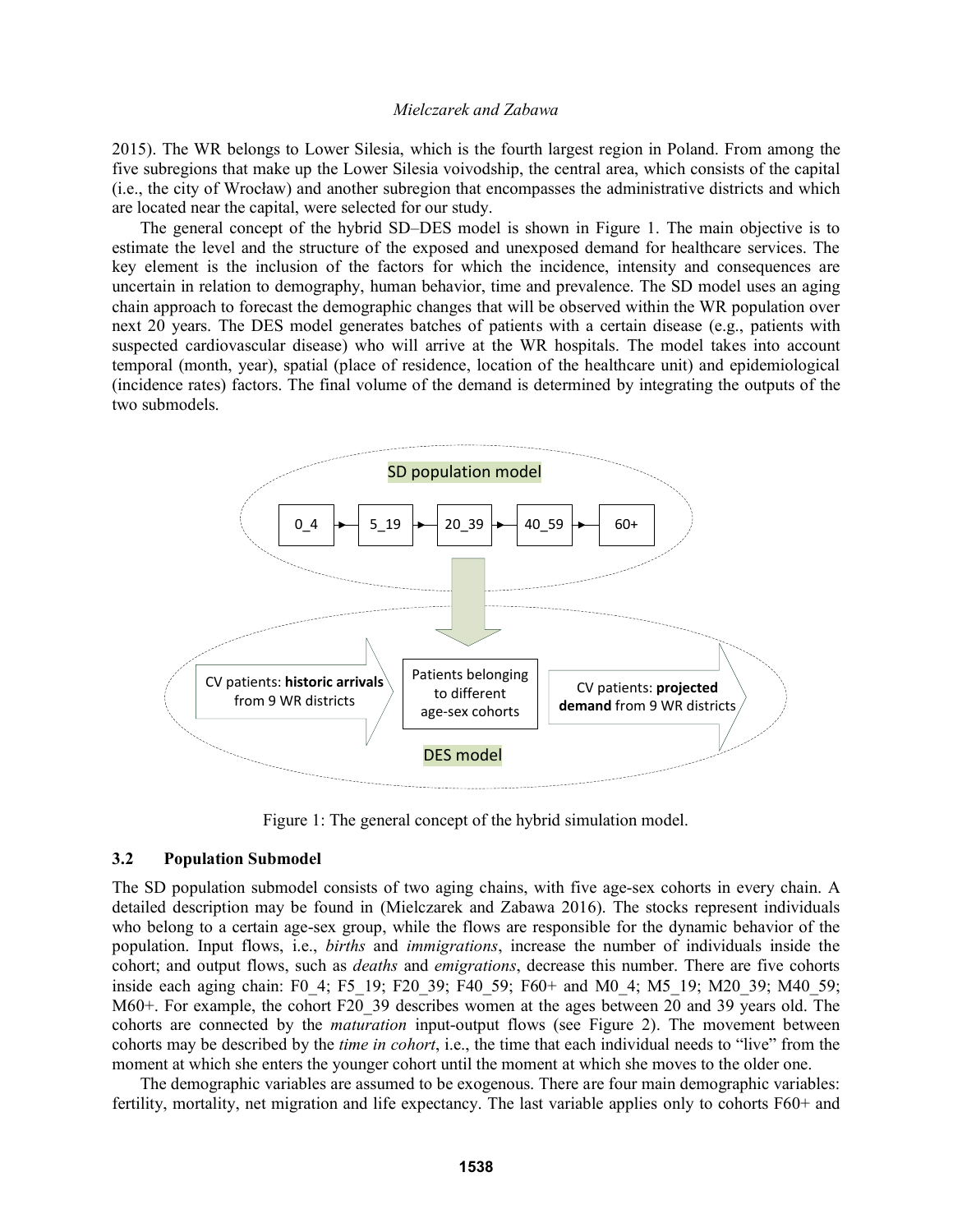2015). The WR belongs to Lower Silesia, which is the fourth largest region in Poland. From among the five subregions that make up the Lower Silesia voivodship, the central area, which consists of the capital (i.e., the city of Wrocław) and another subregion that encompasses the administrative districts and which are located near the capital, were selected for our study.

The general concept of the hybrid SD–DES model is shown in Figure 1. The main objective is to estimate the level and the structure of the exposed and unexposed demand for healthcare services. The key element is the inclusion of the factors for which the incidence, intensity and consequences are uncertain in relation to demography, human behavior, time and prevalence. The SD model uses an aging chain approach to forecast the demographic changes that will be observed within the WR population over next 20 years. The DES model generates batches of patients with a certain disease (e.g., patients with suspected cardiovascular disease) who will arrive at the WR hospitals. The model takes into account temporal (month, year), spatial (place of residence, location of the healthcare unit) and epidemiological (incidence rates) factors. The final volume of the demand is determined by integrating the outputs of the two submodels.

SD population model

0_4 → 5_19 → 20_39 → 40_59 → 60+

CV patients: **historic arrivals** from 9 WR districts

Patients belonging to different age-sex cohorts

CV patients: **projected demand** from 9 WR districts

DES model

Figure 1: The general concept of the hybrid simulation model.

### 3.2 Population Submodel

The SD population submodel consists of two aging chains, with five age-sex cohorts in every chain. A detailed description may be found in (Mielczarek and Zabawa 2016). The stocks represent individuals who belong to a certain age-sex group, while the flows are responsible for the dynamic behavior of the population. Input flows, i.e., *births* and *immigrations*, increase the number of individuals inside the cohort; and output flows, such as *deaths* and *emigrations*, decrease this number. There are five cohorts inside each aging chain: F0_4; F5_19; F20_39; F40_59; F60+ and M0_4; M5_19; M20_39; M40_59; M60+. For example, the cohort F20_39 describes women at the ages between 20 and 39 years old. The cohorts are connected by the *maturation* input-output flows (see Figure 2). The movement between cohorts may be described by the *time in cohort*, i.e., the time that each individual needs to "live" from the moment at which she enters the younger cohort until the moment at which she moves to the older one.

The demographic variables are assumed to be exogenous. There are four main demographic variables: fertility, mortality, net migration and life expectancy. The last variable applies only to cohorts F60+ and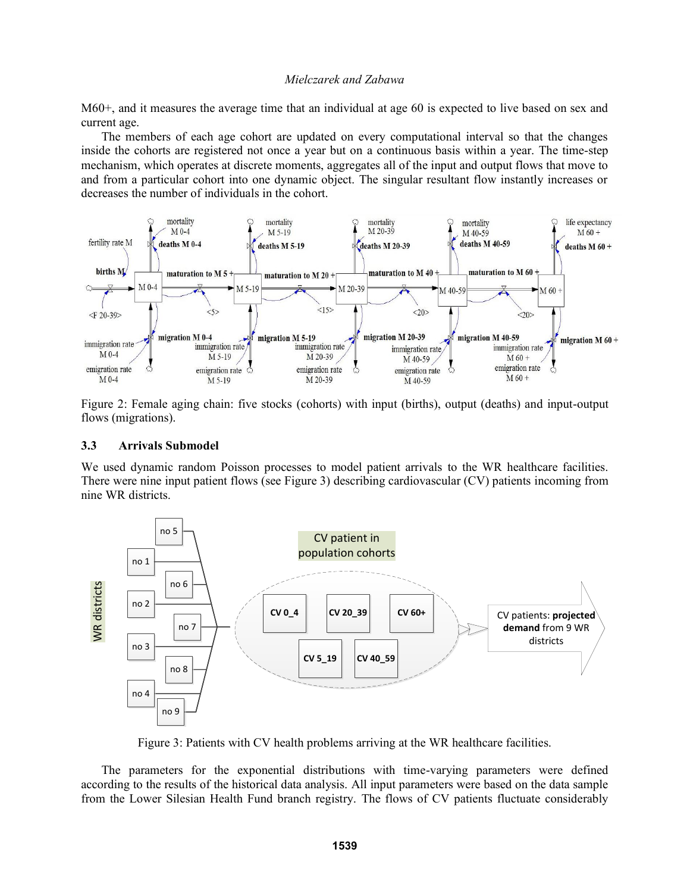M60+, and it measures the average time that an individual at age 60 is expected to live based on sex and current age.

The members of each age cohort are updated on every computational interval so that the changes inside the cohorts are registered not once a year but on a continuous basis within a year. The time-step mechanism, which operates at discrete moments, aggregates all of the input and output flows that move to and from a particular cohort into one dynamic object. The singular resultant flow instantly increases or decreases the number of individuals in the cohort.

Figure 2: Female aging chain: five stocks (cohorts) with input (births), output (deaths) and input-output flows (migrations).

### 3.3 Arrivals Submodel

We used dynamic random Poisson processes to model patient arrivals to the WR healthcare facilities. There were nine input patient flows (see Figure 3) describing cardiovascular (CV) patients incoming from nine WR districts.

Figure 3: Patients with CV health problems arriving at the WR healthcare facilities.

The parameters for the exponential distributions with time-varying parameters were defined according to the results of the historical data analysis. All input parameters were based on the data sample from the Lower Silesian Health Fund branch registry. The flows of CV patients fluctuate considerably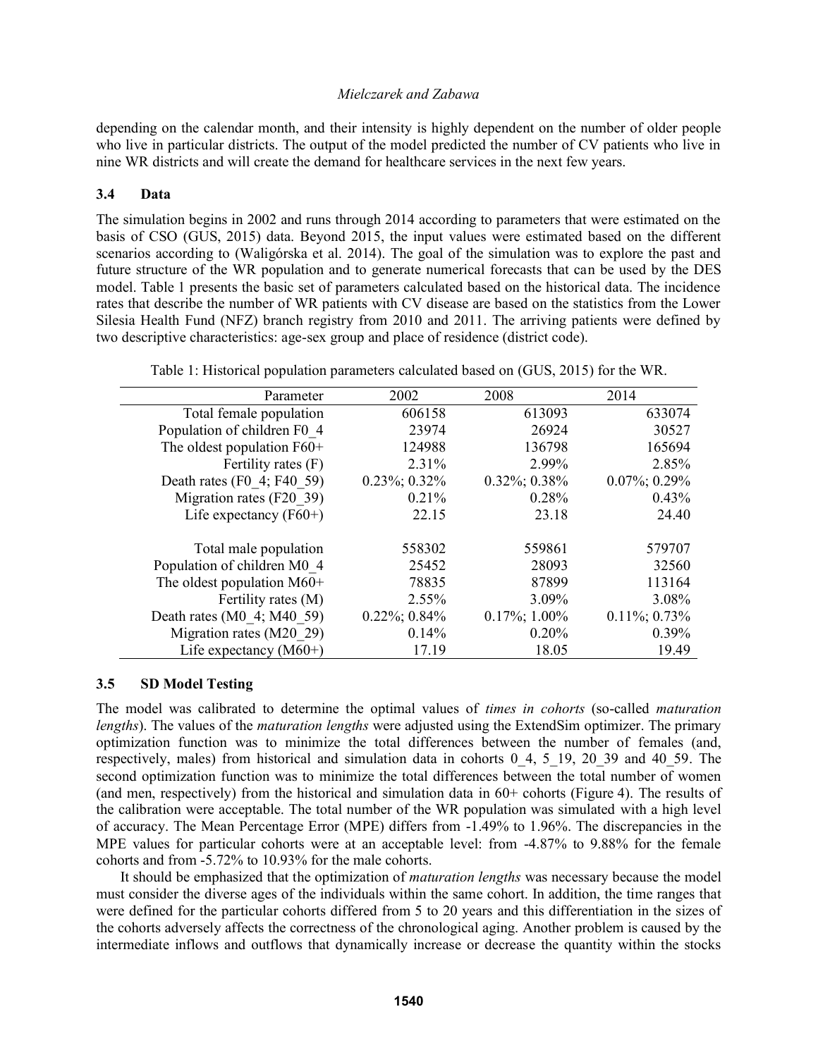depending on the calendar month, and their intensity is highly dependent on the number of older people who live in particular districts. The output of the model predicted the number of CV patients who live in nine WR districts and will create the demand for healthcare services in the next few years.

### 3.4 Data

The simulation begins in 2002 and runs through 2014 according to parameters that were estimated on the basis of CSO (GUS, 2015) data. Beyond 2015, the input values were estimated based on the different scenarios according to (Waligórska et al. 2014). The goal of the simulation was to explore the past and future structure of the WR population and to generate numerical forecasts that can be used by the DES model. Table 1 presents the basic set of parameters calculated based on the historical data. The incidence rates that describe the number of WR patients with CV disease are based on the statistics from the Lower Silesia Health Fund (NFZ) branch registry from 2010 and 2011. The arriving patients were defined by two descriptive characteristics: age-sex group and place of residence (district code).

Table 1: Historical population parameters calculated based on (GUS, 2015) for the WR.

| Parameter | 2002 | 2008 | 2014 |
|---|---|---|---|
| Total female population | 606158 | 613093 | 633074 |
| Population of children F0_4 | 23974 | 26924 | 30527 |
| The oldest population F60+ | 124988 | 136798 | 165694 |
| Fertility rates (F) | 2.31% | 2.99% | 2.85% |
| Death rates (F0_4; F40_59) | 0.23%; 0.32% | 0.32%; 0.38% | 0.07%; 0.29% |
| Migration rates (F20_39) | 0.21% | 0.28% | 0.43% |
| Life expectancy (F60+) | 22.15 | 23.18 | 24.40 |
| | | | |
| Total male population | 558302 | 559861 | 579707 |
| Population of children M0_4 | 25452 | 28093 | 32560 |
| The oldest population M60+ | 78835 | 87899 | 113164 |
| Fertility rates (M) | 2.55% | 3.09% | 3.08% |
| Death rates (M0_4; M40_59) | 0.22%; 0.84% | 0.17%; 1.00% | 0.11%; 0.73% |
| Migration rates (M20_29) | 0.14% | 0.20% | 0.39% |
| Life expectancy (M60+) | 17.19 | 18.05 | 19.49 |

### 3.5 SD Model Testing

The model was calibrated to determine the optimal values of *times in cohorts* (so-called *maturation lengths*). The values of the *maturation lengths* were adjusted using the ExtendSim optimizer. The primary optimization function was to minimize the total differences between the number of females (and, respectively, males) from historical and simulation data in cohorts 0_4, 5_19, 20_39 and 40_59. The second optimization function was to minimize the total differences between the total number of women (and men, respectively) from the historical and simulation data in 60+ cohorts (Figure 4). The results of the calibration were acceptable. The total number of the WR population was simulated with a high level of accuracy. The Mean Percentage Error (MPE) differs from -1.49% to 1.96%. The discrepancies in the MPE values for particular cohorts were at an acceptable level: from -4.87% to 9.88% for the female cohorts and from -5.72% to 10.93% for the male cohorts.

It should be emphasized that the optimization of *maturation lengths* was necessary because the model must consider the diverse ages of the individuals within the same cohort. In addition, the time ranges that were defined for the particular cohorts differed from 5 to 20 years and this differentiation in the sizes of the cohorts adversely affects the correctness of the chronological aging. Another problem is caused by the intermediate inflows and outflows that dynamically increase or decrease the quantity within the stocks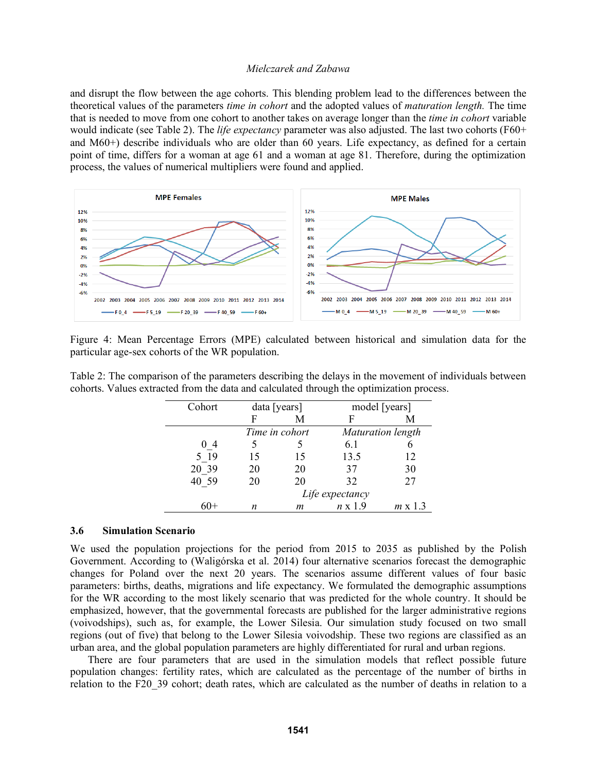and disrupt the flow between the age cohorts. This blending problem lead to the differences between the theoretical values of the parameters *time in cohort* and the adopted values of *maturation length.* The time that is needed to move from one cohort to another takes on average longer than the *time in cohort* variable would indicate (see Table 2). The *life expectancy* parameter was also adjusted. The last two cohorts (F60+ and M60+) describe individuals who are older than 60 years. Life expectancy, as defined for a certain point of time, differs for a woman at age 61 and a woman at age 81. Therefore, during the optimization process, the values of numerical multipliers were found and applied.

Figure 4: Mean Percentage Errors (MPE) calculated between historical and simulation data for the particular age-sex cohorts of the WR population.

Table 2: The comparison of the parameters describing the delays in the movement of individuals between cohorts. Values extracted from the data and calculated through the optimization process.

| Cohort | data [years] | | model [years] | |
|---|---|---|---|---|
| | F | M | F | M |
| | *Time in cohort* | | *Maturation length* | |
| 0_4 | 5 | 5 | 6.1 | 6 |
| 5_19 | 15 | 15 | 13.5 | 12 |
| 20_39 | 20 | 20 | 37 | 30 |
| 40_59 | 20 | 20 | 32 | 27 |
| | | *Life expectancy* | | |
| 60+ | *n* | *m* | *n* x 1.9 | *m* x 1.3 |

### 3.6 Simulation Scenario

We used the population projections for the period from 2015 to 2035 as published by the Polish Government. According to (Waligórska et al. 2014) four alternative scenarios forecast the demographic changes for Poland over the next 20 years. The scenarios assume different values of four basic parameters: births, deaths, migrations and life expectancy. We formulated the demographic assumptions for the WR according to the most likely scenario that was predicted for the whole country. It should be emphasized, however, that the governmental forecasts are published for the larger administrative regions (voivodships), such as, for example, the Lower Silesia. Our simulation study focused on two small regions (out of five) that belong to the Lower Silesia voivodship. These two regions are classified as an urban area, and the global population parameters are highly differentiated for rural and urban regions.

There are four parameters that are used in the simulation models that reflect possible future population changes: fertility rates, which are calculated as the percentage of the number of births in relation to the F20_39 cohort; death rates, which are calculated as the number of deaths in relation to a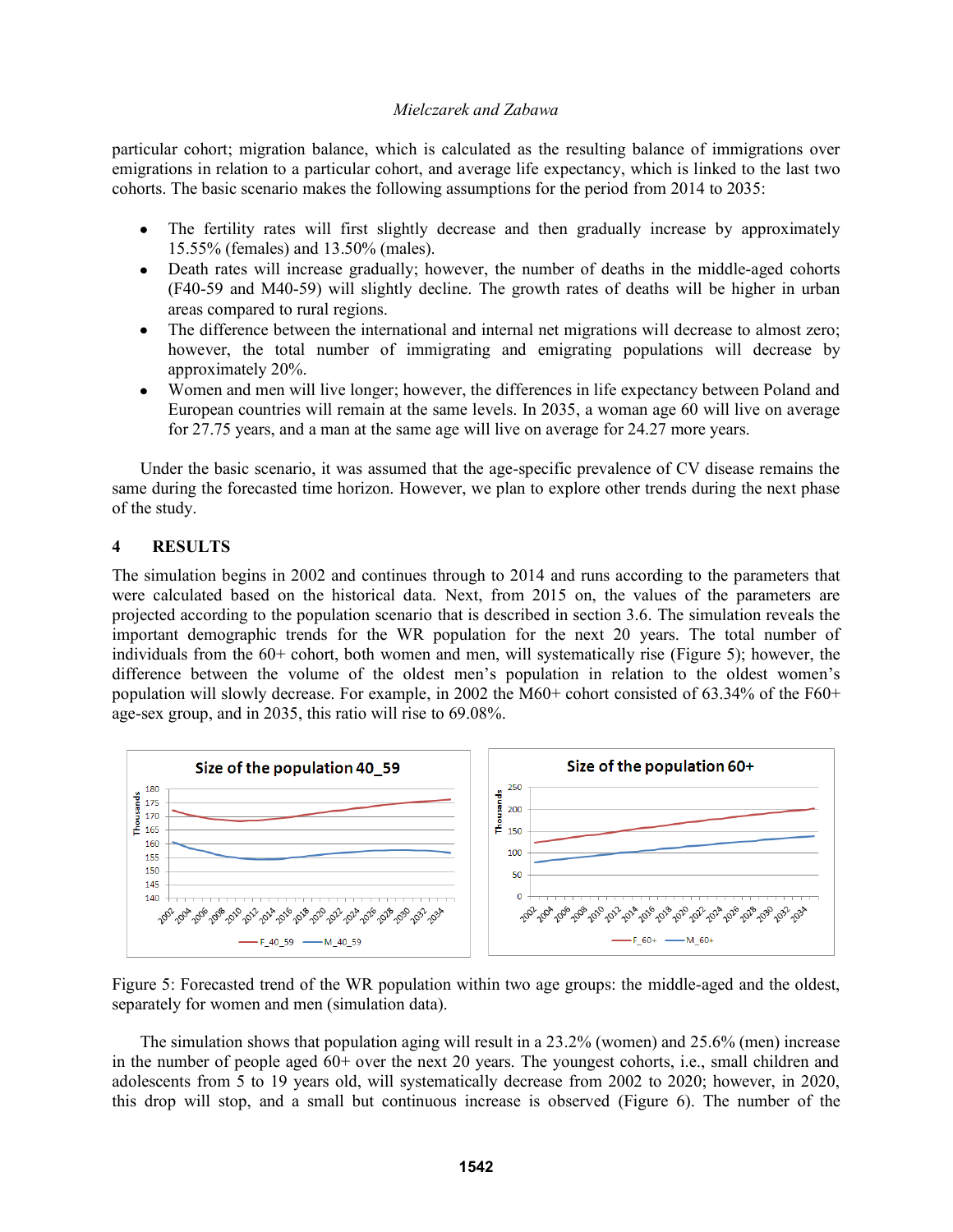particular cohort; migration balance, which is calculated as the resulting balance of immigrations over emigrations in relation to a particular cohort, and average life expectancy, which is linked to the last two cohorts. The basic scenario makes the following assumptions for the period from 2014 to 2035:

- The fertility rates will first slightly decrease and then gradually increase by approximately 15.55% (females) and 13.50% (males).
- Death rates will increase gradually; however, the number of deaths in the middle-aged cohorts (F40-59 and M40-59) will slightly decline. The growth rates of deaths will be higher in urban areas compared to rural regions.
- The difference between the international and internal net migrations will decrease to almost zero; however, the total number of immigrating and emigrating populations will decrease by approximately 20%.
- Women and men will live longer; however, the differences in life expectancy between Poland and European countries will remain at the same levels. In 2035, a woman age 60 will live on average for 27.75 years, and a man at the same age will live on average for 24.27 more years.

Under the basic scenario, it was assumed that the age-specific prevalence of CV disease remains the same during the forecasted time horizon. However, we plan to explore other trends during the next phase of the study.

## 4 RESULTS

The simulation begins in 2002 and continues through to 2014 and runs according to the parameters that were calculated based on the historical data. Next, from 2015 on, the values of the parameters are projected according to the population scenario that is described in section 3.6. The simulation reveals the important demographic trends for the WR population for the next 20 years. The total number of individuals from the 60+ cohort, both women and men, will systematically rise (Figure 5); however, the difference between the volume of the oldest men's population in relation to the oldest women's population will slowly decrease. For example, in 2002 the M60+ cohort consisted of 63.34% of the F60+ age-sex group, and in 2035, this ratio will rise to 69.08%.

Figure 5: Forecasted trend of the WR population within two age groups: the middle-aged and the oldest, separately for women and men (simulation data).

The simulation shows that population aging will result in a 23.2% (women) and 25.6% (men) increase in the number of people aged 60+ over the next 20 years. The youngest cohorts, i.e., small children and adolescents from 5 to 19 years old, will systematically decrease from 2002 to 2020; however, in 2020, this drop will stop, and a small but continuous increase is observed (Figure 6). The number of the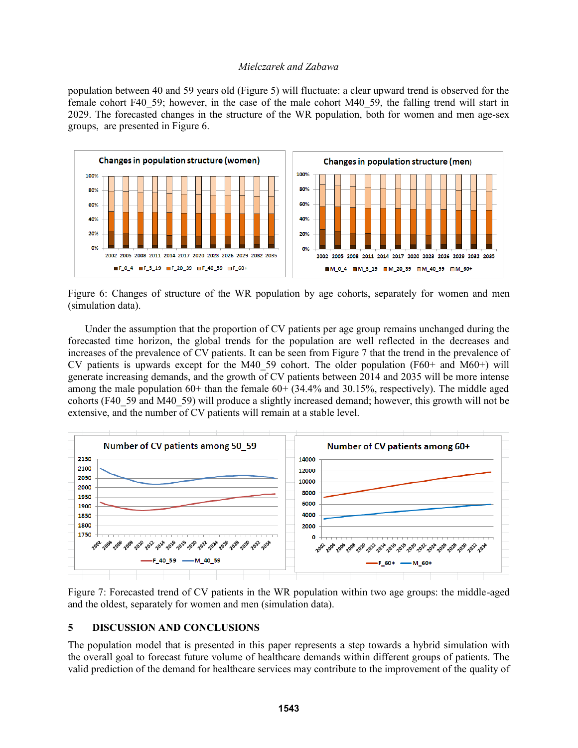population between 40 and 59 years old (Figure 5) will fluctuate: a clear upward trend is observed for the female cohort F40_59; however, in the case of the male cohort M40_59, the falling trend will start in 2029. The forecasted changes in the structure of the WR population, both for women and men age-sex groups, are presented in Figure 6.

Figure 6: Changes of structure of the WR population by age cohorts, separately for women and men (simulation data).

Under the assumption that the proportion of CV patients per age group remains unchanged during the forecasted time horizon, the global trends for the population are well reflected in the decreases and increases of the prevalence of CV patients. It can be seen from Figure 7 that the trend in the prevalence of CV patients is upwards except for the M40_59 cohort. The older population (F60+ and M60+) will generate increasing demands, and the growth of CV patients between 2014 and 2035 will be more intense among the male population 60+ than the female 60+ (34.4% and 30.15%, respectively). The middle aged cohorts (F40_59 and M40_59) will produce a slightly increased demand; however, this growth will not be extensive, and the number of CV patients will remain at a stable level.

Figure 7: Forecasted trend of CV patients in the WR population within two age groups: the middle-aged and the oldest, separately for women and men (simulation data).

## 5 DISCUSSION AND CONCLUSIONS

The population model that is presented in this paper represents a step towards a hybrid simulation with the overall goal to forecast future volume of healthcare demands within different groups of patients. The valid prediction of the demand for healthcare services may contribute to the improvement of the quality of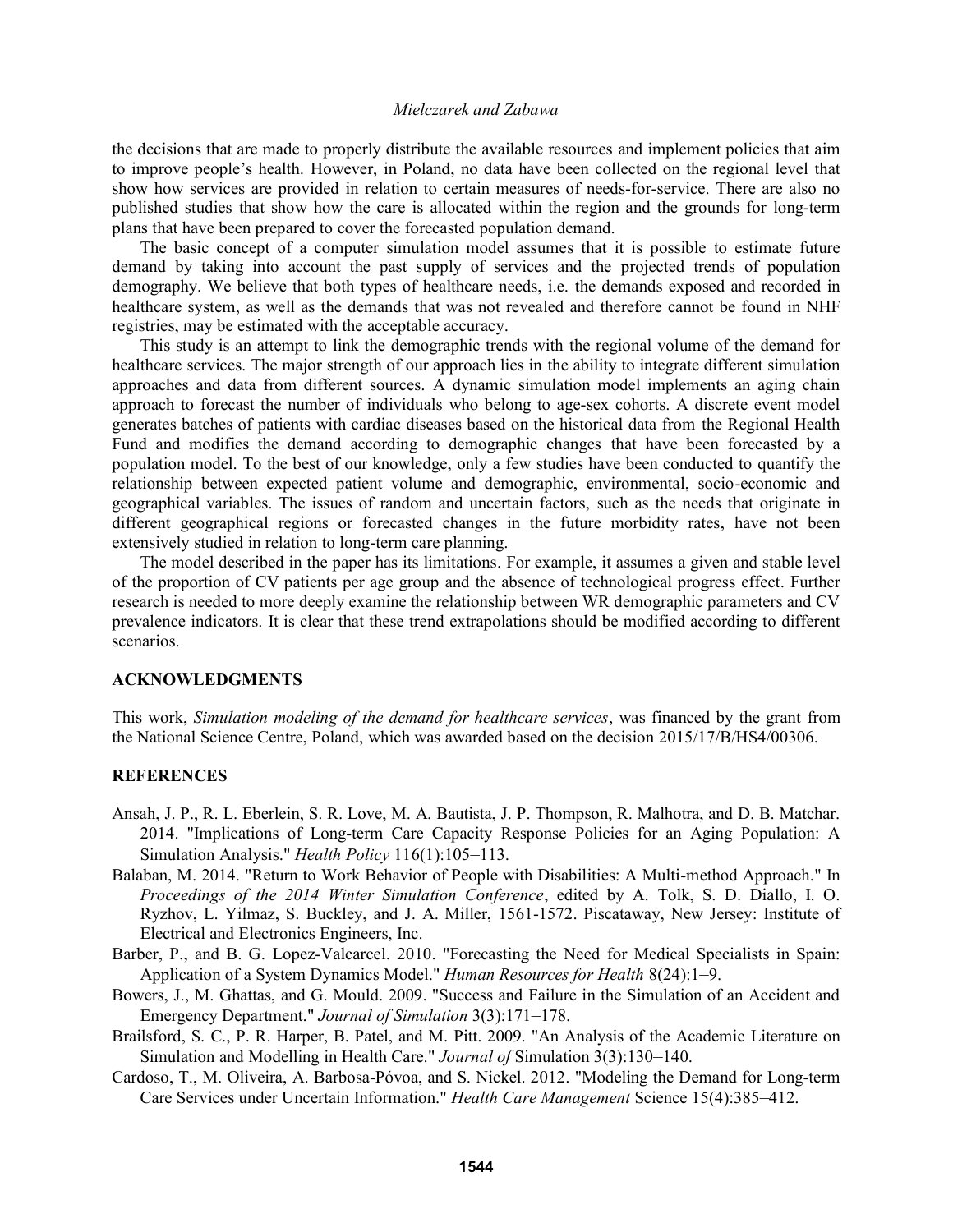the decisions that are made to properly distribute the available resources and implement policies that aim to improve people's health. However, in Poland, no data have been collected on the regional level that show how services are provided in relation to certain measures of needs-for-service. There are also no published studies that show how the care is allocated within the region and the grounds for long-term plans that have been prepared to cover the forecasted population demand.

The basic concept of a computer simulation model assumes that it is possible to estimate future demand by taking into account the past supply of services and the projected trends of population demography. We believe that both types of healthcare needs, i.e. the demands exposed and recorded in healthcare system, as well as the demands that was not revealed and therefore cannot be found in NHF registries, may be estimated with the acceptable accuracy.

This study is an attempt to link the demographic trends with the regional volume of the demand for healthcare services. The major strength of our approach lies in the ability to integrate different simulation approaches and data from different sources. A dynamic simulation model implements an aging chain approach to forecast the number of individuals who belong to age-sex cohorts. A discrete event model generates batches of patients with cardiac diseases based on the historical data from the Regional Health Fund and modifies the demand according to demographic changes that have been forecasted by a population model. To the best of our knowledge, only a few studies have been conducted to quantify the relationship between expected patient volume and demographic, environmental, socio-economic and geographical variables. The issues of random and uncertain factors, such as the needs that originate in different geographical regions or forecasted changes in the future morbidity rates, have not been extensively studied in relation to long-term care planning.

The model described in the paper has its limitations. For example, it assumes a given and stable level of the proportion of CV patients per age group and the absence of technological progress effect. Further research is needed to more deeply examine the relationship between WR demographic parameters and CV prevalence indicators. It is clear that these trend extrapolations should be modified according to different scenarios.

## ACKNOWLEDGMENTS

This work, *Simulation modeling of the demand for healthcare services*, was financed by the grant from the National Science Centre, Poland, which was awarded based on the decision 2015/17/B/HS4/00306.

## REFERENCES

Ansah, J. P., R. L. Eberlein, S. R. Love, M. A. Bautista, J. P. Thompson, R. Malhotra, and D. B. Matchar. 2014. "Implications of Long-term Care Capacity Response Policies for an Aging Population: A Simulation Analysis." *Health Policy* 116(1):105–113.

Balaban, M. 2014. "Return to Work Behavior of People with Disabilities: A Multi-method Approach." In *Proceedings of the 2014 Winter Simulation Conference*, edited by A. Tolk, S. D. Diallo, I. O. Ryzhov, L. Yilmaz, S. Buckley, and J. A. Miller, 1561-1572. Piscataway, New Jersey: Institute of Electrical and Electronics Engineers, Inc.

Barber, P., and B. G. Lopez-Valcarcel. 2010. "Forecasting the Need for Medical Specialists in Spain: Application of a System Dynamics Model." *Human Resources for Health* 8(24):1–9.

Bowers, J., M. Ghattas, and G. Mould. 2009. "Success and Failure in the Simulation of an Accident and Emergency Department." *Journal of Simulation* 3(3):171–178.

Brailsford, S. C., P. R. Harper, B. Patel, and M. Pitt. 2009. "An Analysis of the Academic Literature on Simulation and Modelling in Health Care." *Journal of* Simulation 3(3):130–140.

Cardoso, T., M. Oliveira, A. Barbosa-Póvoa, and S. Nickel. 2012. "Modeling the Demand for Long-term Care Services under Uncertain Information." *Health Care Management* Science 15(4):385–412.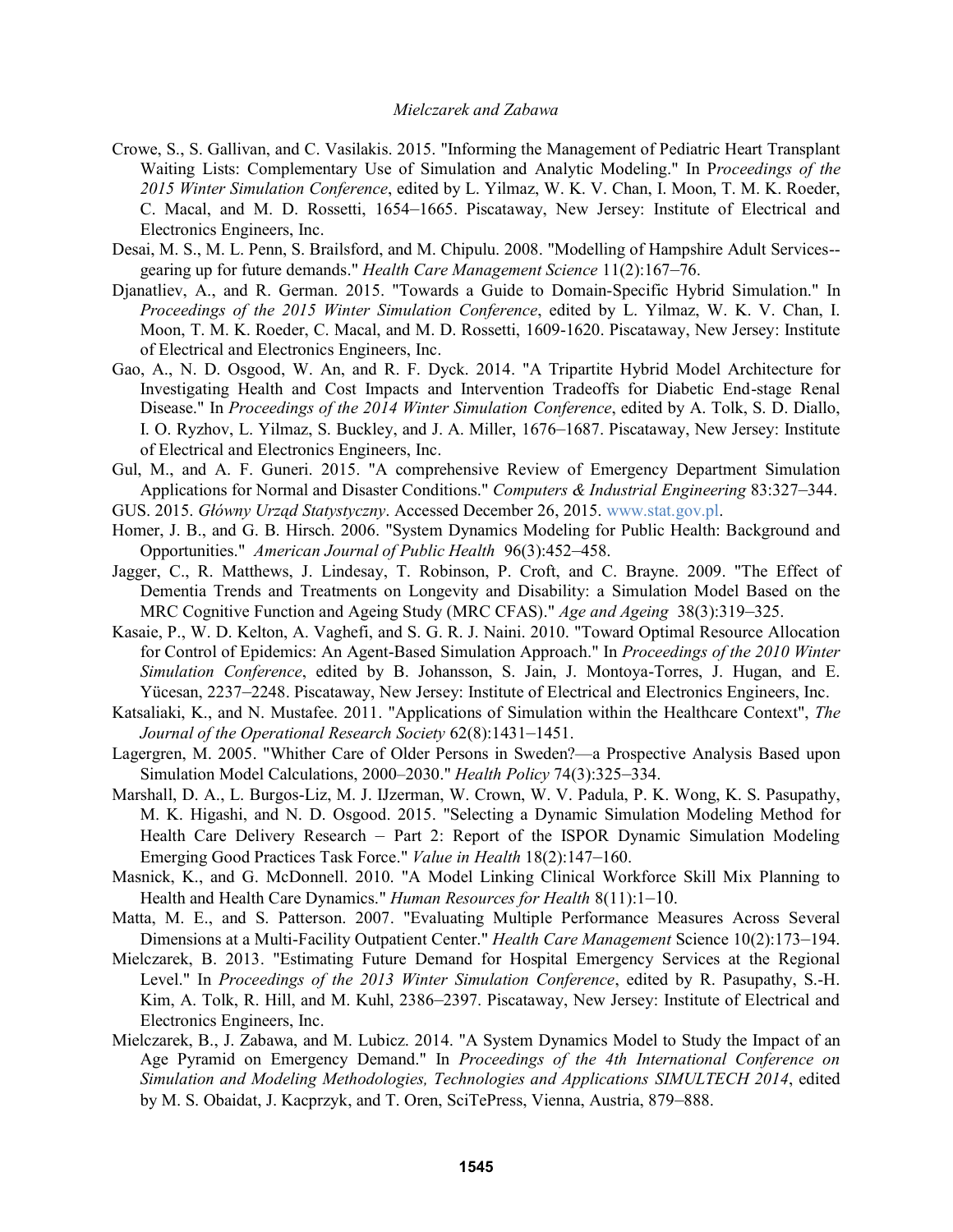Crowe, S., S. Gallivan, and C. Vasilakis. 2015. "Informing the Management of Pediatric Heart Transplant Waiting Lists: Complementary Use of Simulation and Analytic Modeling." In P*roceedings of the 2015 Winter Simulation Conference*, edited by L. Yilmaz, W. K. V. Chan, I. Moon, T. M. K. Roeder, C. Macal, and M. D. Rossetti, 1654–1665. Piscataway, New Jersey: Institute of Electrical and Electronics Engineers, Inc.

Desai, M. S., M. L. Penn, S. Brailsford, and M. Chipulu. 2008. "Modelling of Hampshire Adult Services--gearing up for future demands." *Health Care Management Science* 11(2):167–76.

Djanatliev, A., and R. German. 2015. "Towards a Guide to Domain-Specific Hybrid Simulation." In *Proceedings of the 2015 Winter Simulation Conference*, edited by L. Yilmaz, W. K. V. Chan, I. Moon, T. M. K. Roeder, C. Macal, and M. D. Rossetti, 1609-1620. Piscataway, New Jersey: Institute of Electrical and Electronics Engineers, Inc.

Gao, A., N. D. Osgood, W. An, and R. F. Dyck. 2014. "A Tripartite Hybrid Model Architecture for Investigating Health and Cost Impacts and Intervention Tradeoffs for Diabetic End-stage Renal Disease." In *Proceedings of the 2014 Winter Simulation Conference*, edited by A. Tolk, S. D. Diallo, I. O. Ryzhov, L. Yilmaz, S. Buckley, and J. A. Miller, 1676–1687. Piscataway, New Jersey: Institute of Electrical and Electronics Engineers, Inc.

Gul, M., and A. F. Guneri. 2015. "A comprehensive Review of Emergency Department Simulation Applications for Normal and Disaster Conditions." *Computers & Industrial Engineering* 83:327–344.

GUS. 2015. *Główny Urząd Statystyczny*. Accessed December 26, 2015. www.stat.gov.pl.

Homer, J. B., and G. B. Hirsch. 2006. "System Dynamics Modeling for Public Health: Background and Opportunities." *American Journal of Public Health* 96(3):452–458.

Jagger, C., R. Matthews, J. Lindesay, T. Robinson, P. Croft, and C. Brayne. 2009. "The Effect of Dementia Trends and Treatments on Longevity and Disability: a Simulation Model Based on the MRC Cognitive Function and Ageing Study (MRC CFAS)." *Age and Ageing* 38(3):319–325.

Kasaie, P., W. D. Kelton, A. Vaghefi, and S. G. R. J. Naini. 2010. "Toward Optimal Resource Allocation for Control of Epidemics: An Agent-Based Simulation Approach." In *Proceedings of the 2010 Winter Simulation Conference*, edited by B. Johansson, S. Jain, J. Montoya-Torres, J. Hugan, and E. Yücesan, 2237–2248. Piscataway, New Jersey: Institute of Electrical and Electronics Engineers, Inc.

Katsaliaki, K., and N. Mustafee. 2011. "Applications of Simulation within the Healthcare Context", *The Journal of the Operational Research Society* 62(8):1431–1451.

Lagergren, M. 2005. "Whither Care of Older Persons in Sweden?—a Prospective Analysis Based upon Simulation Model Calculations, 2000–2030." *Health Policy* 74(3):325–334.

Marshall, D. A., L. Burgos-Liz, M. J. IJzerman, W. Crown, W. V. Padula, P. K. Wong, K. S. Pasupathy, M. K. Higashi, and N. D. Osgood. 2015. "Selecting a Dynamic Simulation Modeling Method for Health Care Delivery Research – Part 2: Report of the ISPOR Dynamic Simulation Modeling Emerging Good Practices Task Force." *Value in Health* 18(2):147–160.

Masnick, K., and G. McDonnell. 2010. "A Model Linking Clinical Workforce Skill Mix Planning to Health and Health Care Dynamics." *Human Resources for Health* 8(11):1–10.

Matta, M. E., and S. Patterson. 2007. "Evaluating Multiple Performance Measures Across Several Dimensions at a Multi-Facility Outpatient Center." *Health Care Management* Science 10(2):173–194.

Mielczarek, B. 2013. "Estimating Future Demand for Hospital Emergency Services at the Regional Level." In *Proceedings of the 2013 Winter Simulation Conference*, edited by R. Pasupathy, S.-H. Kim, A. Tolk, R. Hill, and M. Kuhl, 2386–2397. Piscataway, New Jersey: Institute of Electrical and Electronics Engineers, Inc.

Mielczarek, B., J. Zabawa, and M. Lubicz. 2014. "A System Dynamics Model to Study the Impact of an Age Pyramid on Emergency Demand." In *Proceedings of the 4th International Conference on Simulation and Modeling Methodologies, Technologies and Applications SIMULTECH 2014*, edited by M. S. Obaidat, J. Kacprzyk, and T. Oren, SciTePress, Vienna, Austria, 879–888.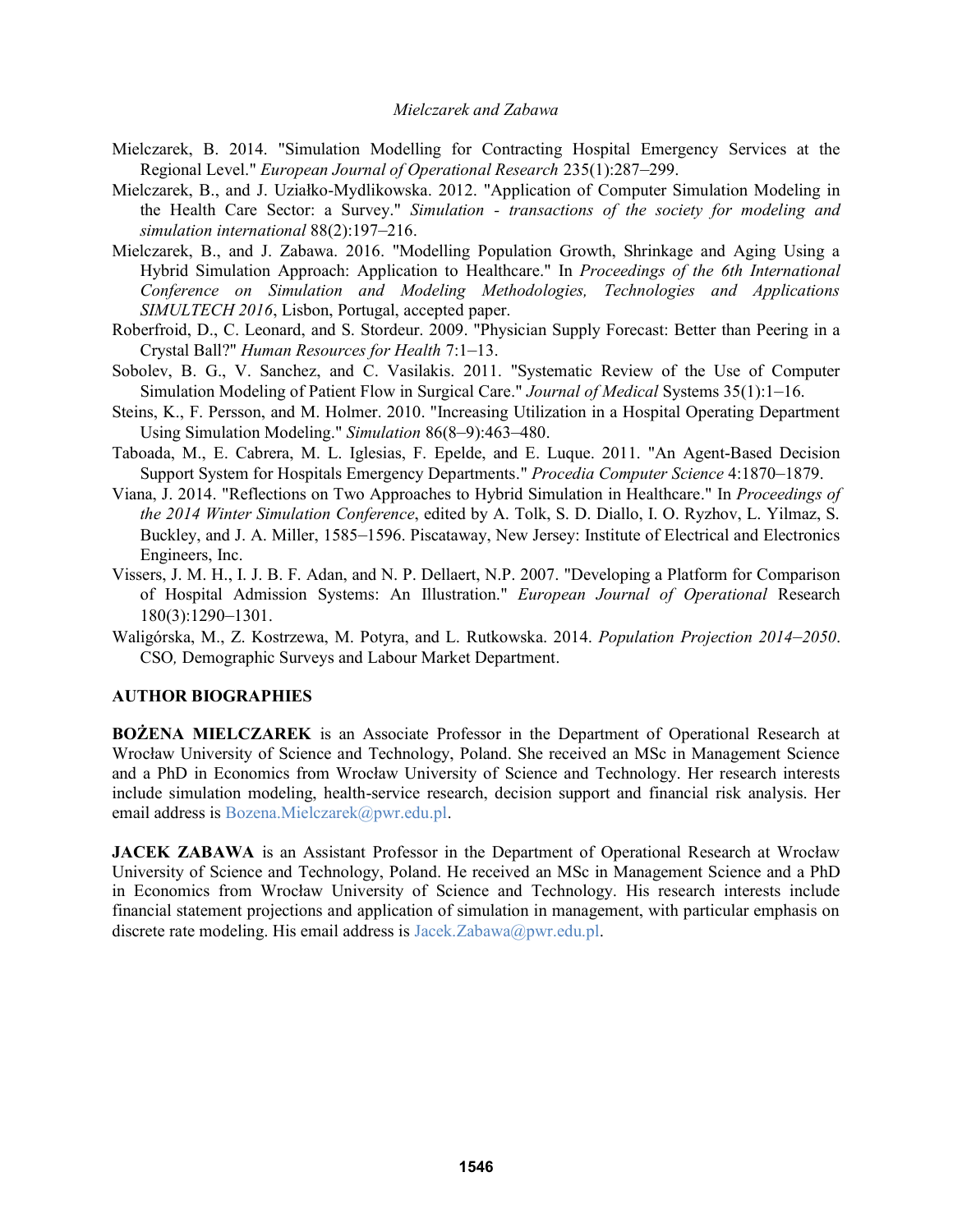Mielczarek, B. 2014. "Simulation Modelling for Contracting Hospital Emergency Services at the Regional Level." *European Journal of Operational Research* 235(1):287–299.

Mielczarek, B., and J. Uziałko-Mydlikowska. 2012. "Application of Computer Simulation Modeling in the Health Care Sector: a Survey." *Simulation - transactions of the society for modeling and simulation international* 88(2):197–216.

Mielczarek, B., and J. Zabawa. 2016. "Modelling Population Growth, Shrinkage and Aging Using a Hybrid Simulation Approach: Application to Healthcare." In *Proceedings of the 6th International Conference on Simulation and Modeling Methodologies, Technologies and Applications SIMULTECH 2016*, Lisbon, Portugal, accepted paper.

Roberfroid, D., C. Leonard, and S. Stordeur. 2009. "Physician Supply Forecast: Better than Peering in a Crystal Ball?" *Human Resources for Health* 7:1–13.

Sobolev, B. G., V. Sanchez, and C. Vasilakis. 2011. "Systematic Review of the Use of Computer Simulation Modeling of Patient Flow in Surgical Care." *Journal of Medical* Systems 35(1):1–16.

Steins, K., F. Persson, and M. Holmer. 2010. "Increasing Utilization in a Hospital Operating Department Using Simulation Modeling." *Simulation* 86(8–9):463–480.

Taboada, M., E. Cabrera, M. L. Iglesias, F. Epelde, and E. Luque. 2011. "An Agent-Based Decision Support System for Hospitals Emergency Departments." *Procedia Computer Science* 4:1870–1879.

Viana, J. 2014. "Reflections on Two Approaches to Hybrid Simulation in Healthcare." In *Proceedings of the 2014 Winter Simulation Conference*, edited by A. Tolk, S. D. Diallo, I. O. Ryzhov, L. Yilmaz, S. Buckley, and J. A. Miller, 1585–1596. Piscataway, New Jersey: Institute of Electrical and Electronics Engineers, Inc.

Vissers, J. M. H., I. J. B. F. Adan, and N. P. Dellaert, N.P. 2007. "Developing a Platform for Comparison of Hospital Admission Systems: An Illustration." *European Journal of Operational* Research 180(3):1290–1301.

Waligórska, M., Z. Kostrzewa, M. Potyra, and L. Rutkowska. 2014. *Population Projection 2014–2050*. CSO*,* Demographic Surveys and Labour Market Department.

## AUTHOR BIOGRAPHIES

**BOŻENA MIELCZAREK** is an Associate Professor in the Department of Operational Research at Wrocław University of Science and Technology, Poland. She received an MSc in Management Science and a PhD in Economics from Wrocław University of Science and Technology. Her research interests include simulation modeling, health-service research, decision support and financial risk analysis. Her email address is Bozena.Mielczarek@pwr.edu.pl.

**JACEK ZABAWA** is an Assistant Professor in the Department of Operational Research at Wrocław University of Science and Technology, Poland. He received an MSc in Management Science and a PhD in Economics from Wrocław University of Science and Technology. His research interests include financial statement projections and application of simulation in management, with particular emphasis on discrete rate modeling. His email address is Jacek.Zabawa@pwr.edu.pl.